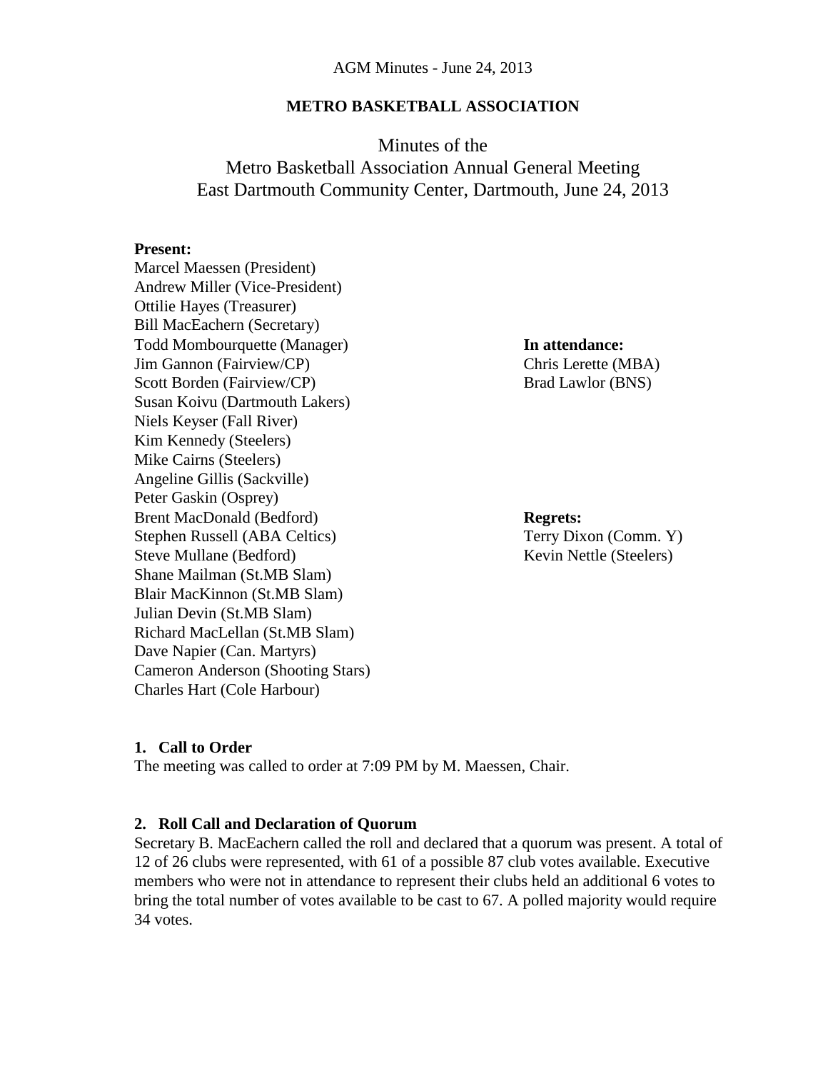AGM Minutes - June 24, 2013

**METRO BASKETBALL ASSOCIATION**

# Minutes of the Metro Basketball Association Annual General Meeting East Dartmouth Community Center, Dartmouth, June 24, 2013

**Present:**
Marcel Maessen (President)
Andrew Miller (Vice-President)
Ottilie Hayes (Treasurer)
Bill MacEachern (Secretary)
Todd Mombourquette (Manager)
Jim Gannon (Fairview/CP)
Scott Borden (Fairview/CP)
Susan Koivu (Dartmouth Lakers)
Niels Keyser (Fall River)
Kim Kennedy (Steelers)
Mike Cairns (Steelers)
Angeline Gillis (Sackville)
Peter Gaskin (Osprey)
Brent MacDonald (Bedford)
Stephen Russell (ABA Celtics)
Steve Mullane (Bedford)
Shane Mailman (St.MB Slam)
Blair MacKinnon (St.MB Slam)
Julian Devin (St.MB Slam)
Richard MacLellan (St.MB Slam)
Dave Napier (Can. Martyrs)
Cameron Anderson (Shooting Stars)
Charles Hart (Cole Harbour)

**In attendance:**
Chris Lerette (MBA)
Brad Lawlor (BNS)

**Regrets:**
Terry Dixon (Comm. Y)
Kevin Nettle (Steelers)

### 1. Call to Order

The meeting was called to order at 7:09 PM by M. Maessen, Chair.

### 2. Roll Call and Declaration of Quorum

Secretary B. MacEachern called the roll and declared that a quorum was present. A total of 12 of 26 clubs were represented, with 61 of a possible 87 club votes available. Executive members who were not in attendance to represent their clubs held an additional 6 votes to bring the total number of votes available to be cast to 67. A polled majority would require 34 votes.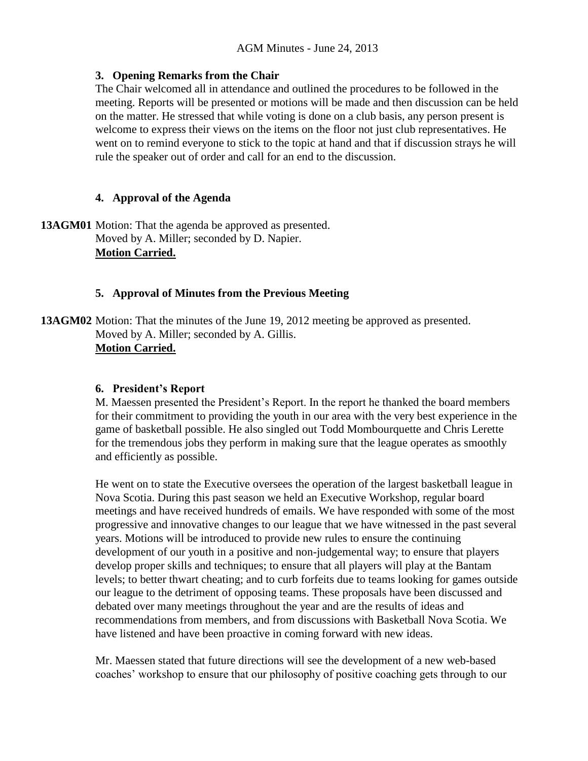### 3. Opening Remarks from the Chair

The Chair welcomed all in attendance and outlined the procedures to be followed in the meeting. Reports will be presented or motions will be made and then discussion can be held on the matter. He stressed that while voting is done on a club basis, any person present is welcome to express their views on the items on the floor not just club representatives. He went on to remind everyone to stick to the topic at hand and that if discussion strays he will rule the speaker out of order and call for an end to the discussion.

### 4. Approval of the Agenda

**13AGM01** Motion: That the agenda be approved as presented.
Moved by A. Miller; seconded by D. Napier.
**Motion Carried.**

### 5. Approval of Minutes from the Previous Meeting

**13AGM02** Motion: That the minutes of the June 19, 2012 meeting be approved as presented.
Moved by A. Miller; seconded by A. Gillis.
**Motion Carried.**

### 6. President's Report

M. Maessen presented the President's Report. In the report he thanked the board members for their commitment to providing the youth in our area with the very best experience in the game of basketball possible. He also singled out Todd Mombourquette and Chris Lerette for the tremendous jobs they perform in making sure that the league operates as smoothly and efficiently as possible.

He went on to state the Executive oversees the operation of the largest basketball league in Nova Scotia. During this past season we held an Executive Workshop, regular board meetings and have received hundreds of emails. We have responded with some of the most progressive and innovative changes to our league that we have witnessed in the past several years. Motions will be introduced to provide new rules to ensure the continuing development of our youth in a positive and non-judgemental way; to ensure that players develop proper skills and techniques; to ensure that all players will play at the Bantam levels; to better thwart cheating; and to curb forfeits due to teams looking for games outside our league to the detriment of opposing teams. These proposals have been discussed and debated over many meetings throughout the year and are the results of ideas and recommendations from members, and from discussions with Basketball Nova Scotia. We have listened and have been proactive in coming forward with new ideas.

Mr. Maessen stated that future directions will see the development of a new web-based coaches' workshop to ensure that our philosophy of positive coaching gets through to our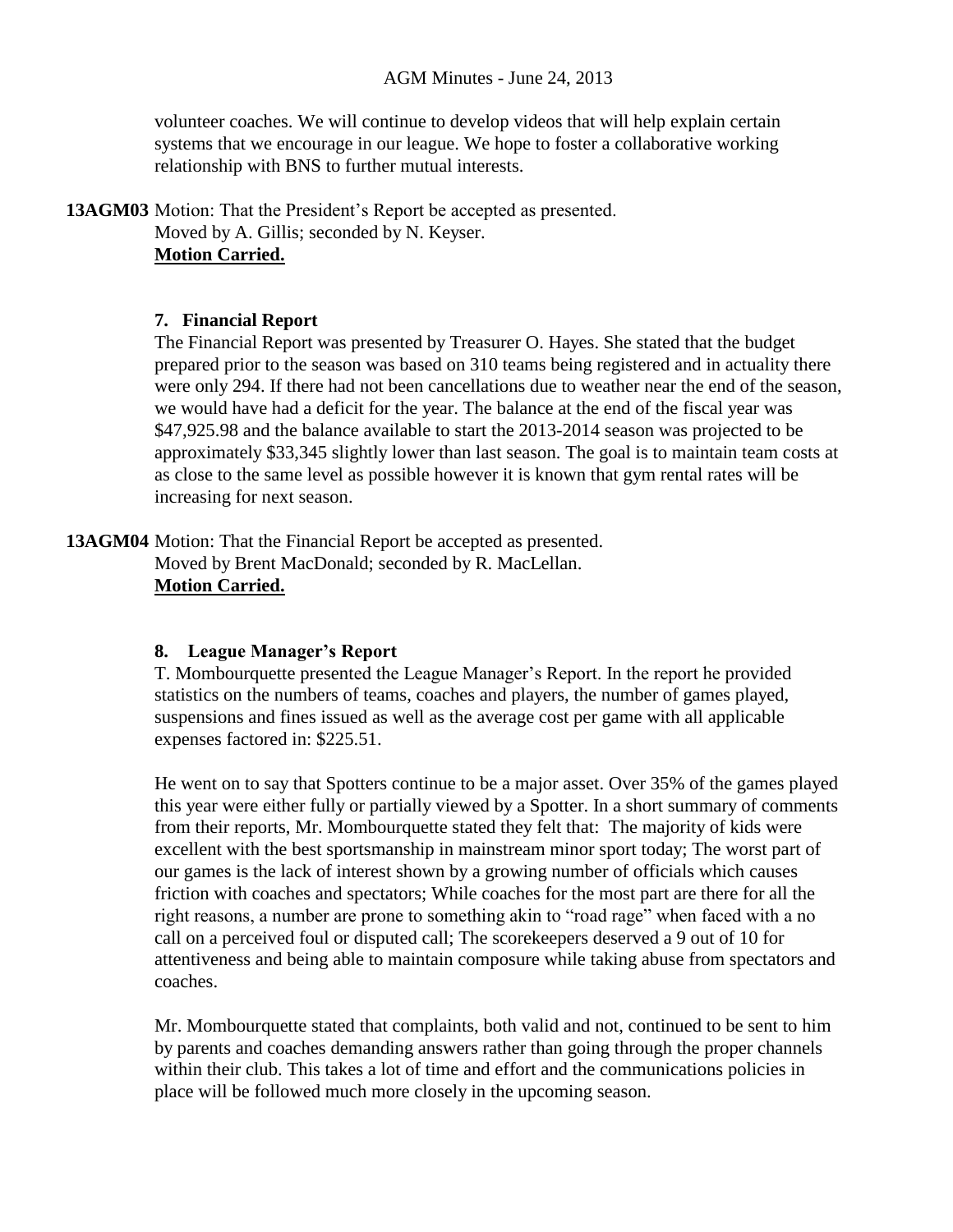volunteer coaches. We will continue to develop videos that will help explain certain systems that we encourage in our league. We hope to foster a collaborative working relationship with BNS to further mutual interests.

**13AGM03** Motion: That the President's Report be accepted as presented.
Moved by A. Gillis; seconded by N. Keyser.
**Motion Carried.**

**7. Financial Report**

The Financial Report was presented by Treasurer O. Hayes. She stated that the budget prepared prior to the season was based on 310 teams being registered and in actuality there were only 294. If there had not been cancellations due to weather near the end of the season, we would have had a deficit for the year. The balance at the end of the fiscal year was $47,925.98 and the balance available to start the 2013-2014 season was projected to be approximately $33,345 slightly lower than last season. The goal is to maintain team costs at as close to the same level as possible however it is known that gym rental rates will be increasing for next season.

**13AGM04** Motion: That the Financial Report be accepted as presented.
Moved by Brent MacDonald; seconded by R. MacLellan.
**Motion Carried.**

**8. League Manager's Report**

T. Mombourquette presented the League Manager's Report. In the report he provided statistics on the numbers of teams, coaches and players, the number of games played, suspensions and fines issued as well as the average cost per game with all applicable expenses factored in: $225.51.

He went on to say that Spotters continue to be a major asset. Over 35% of the games played this year were either fully or partially viewed by a Spotter. In a short summary of comments from their reports, Mr. Mombourquette stated they felt that: The majority of kids were excellent with the best sportsmanship in mainstream minor sport today; The worst part of our games is the lack of interest shown by a growing number of officials which causes friction with coaches and spectators; While coaches for the most part are there for all the right reasons, a number are prone to something akin to "road rage" when faced with a no call on a perceived foul or disputed call; The scorekeepers deserved a 9 out of 10 for attentiveness and being able to maintain composure while taking abuse from spectators and coaches.

Mr. Mombourquette stated that complaints, both valid and not, continued to be sent to him by parents and coaches demanding answers rather than going through the proper channels within their club. This takes a lot of time and effort and the communications policies in place will be followed much more closely in the upcoming season.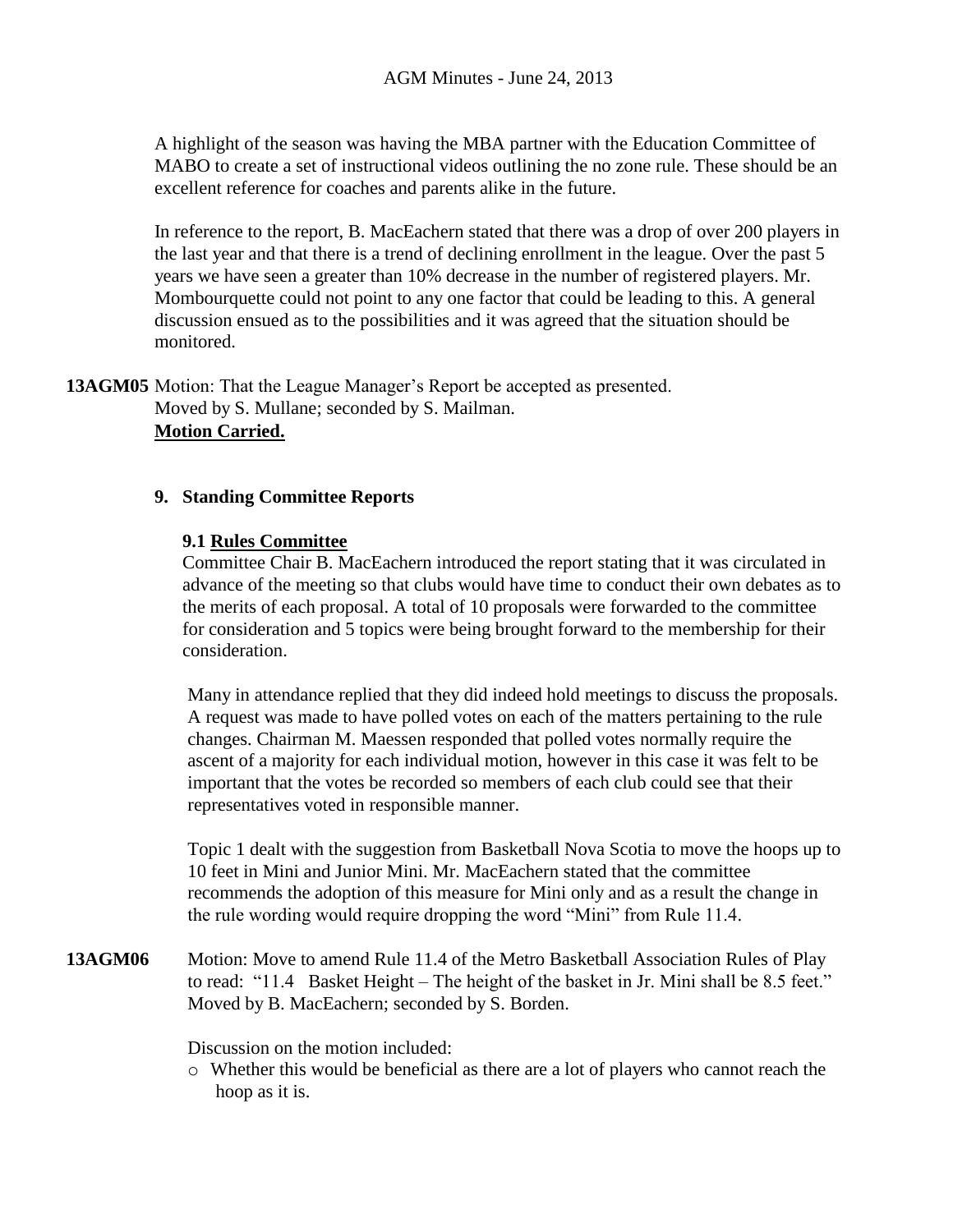A highlight of the season was having the MBA partner with the Education Committee of MABO to create a set of instructional videos outlining the no zone rule. These should be an excellent reference for coaches and parents alike in the future.

In reference to the report, B. MacEachern stated that there was a drop of over 200 players in the last year and that there is a trend of declining enrollment in the league. Over the past 5 years we have seen a greater than 10% decrease in the number of registered players. Mr. Mombourquette could not point to any one factor that could be leading to this. A general discussion ensued as to the possibilities and it was agreed that the situation should be monitored.

**13AGM05** Motion: That the League Manager's Report be accepted as presented.
Moved by S. Mullane; seconded by S. Mailman.
**Motion Carried.**

## 9. Standing Committee Reports

### 9.1 Rules Committee

Committee Chair B. MacEachern introduced the report stating that it was circulated in advance of the meeting so that clubs would have time to conduct their own debates as to the merits of each proposal. A total of 10 proposals were forwarded to the committee for consideration and 5 topics were being brought forward to the membership for their consideration.

Many in attendance replied that they did indeed hold meetings to discuss the proposals. A request was made to have polled votes on each of the matters pertaining to the rule changes. Chairman M. Maessen responded that polled votes normally require the ascent of a majority for each individual motion, however in this case it was felt to be important that the votes be recorded so members of each club could see that their representatives voted in responsible manner.

Topic 1 dealt with the suggestion from Basketball Nova Scotia to move the hoops up to 10 feet in Mini and Junior Mini. Mr. MacEachern stated that the committee recommends the adoption of this measure for Mini only and as a result the change in the rule wording would require dropping the word "Mini" from Rule 11.4.

**13AGM06** Motion: Move to amend Rule 11.4 of the Metro Basketball Association Rules of Play to read: "11.4 Basket Height – The height of the basket in Jr. Mini shall be 8.5 feet."
Moved by B. MacEachern; seconded by S. Borden.

Discussion on the motion included:

- Whether this would be beneficial as there are a lot of players who cannot reach the hoop as it is.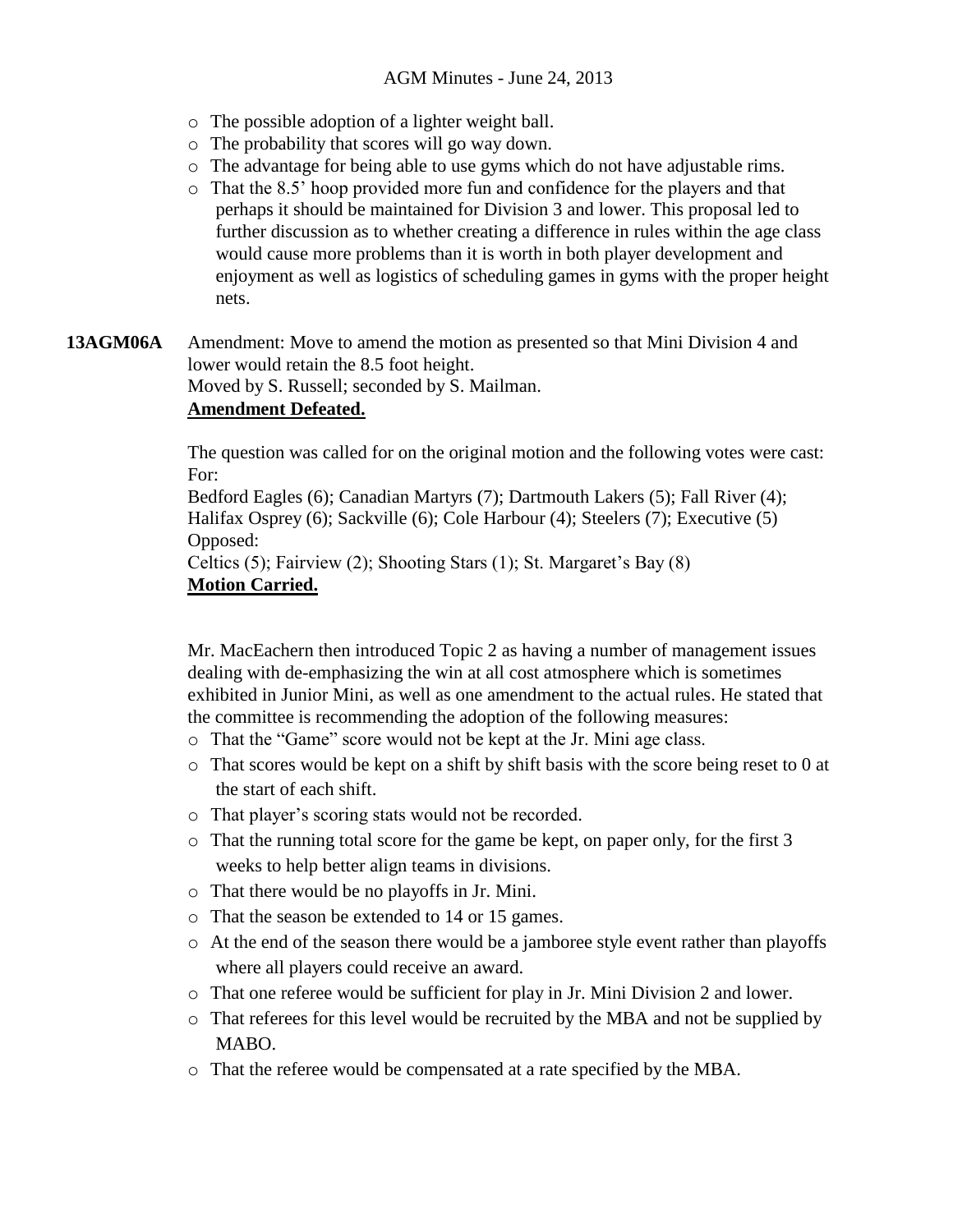- The possible adoption of a lighter weight ball.
- The probability that scores will go way down.
- The advantage for being able to use gyms which do not have adjustable rims.
- That the 8.5' hoop provided more fun and confidence for the players and that perhaps it should be maintained for Division 3 and lower. This proposal led to further discussion as to whether creating a difference in rules within the age class would cause more problems than it is worth in both player development and enjoyment as well as logistics of scheduling games in gyms with the proper height nets.

**13AGM06A** Amendment: Move to amend the motion as presented so that Mini Division 4 and lower would retain the 8.5 foot height.
Moved by S. Russell; seconded by S. Mailman.
**Amendment Defeated.**

The question was called for on the original motion and the following votes were cast:
For:
Bedford Eagles (6); Canadian Martyrs (7); Dartmouth Lakers (5); Fall River (4); Halifax Osprey (6); Sackville (6); Cole Harbour (4); Steelers (7); Executive (5)
Opposed:
Celtics (5); Fairview (2); Shooting Stars (1); St. Margaret's Bay (8)
**Motion Carried.**

Mr. MacEachern then introduced Topic 2 as having a number of management issues dealing with de-emphasizing the win at all cost atmosphere which is sometimes exhibited in Junior Mini, as well as one amendment to the actual rules. He stated that the committee is recommending the adoption of the following measures:

- That the "Game" score would not be kept at the Jr. Mini age class.
- That scores would be kept on a shift by shift basis with the score being reset to 0 at the start of each shift.
- That player's scoring stats would not be recorded.
- That the running total score for the game be kept, on paper only, for the first 3 weeks to help better align teams in divisions.
- That there would be no playoffs in Jr. Mini.
- That the season be extended to 14 or 15 games.
- At the end of the season there would be a jamboree style event rather than playoffs where all players could receive an award.
- That one referee would be sufficient for play in Jr. Mini Division 2 and lower.
- That referees for this level would be recruited by the MBA and not be supplied by MABO.
- That the referee would be compensated at a rate specified by the MBA.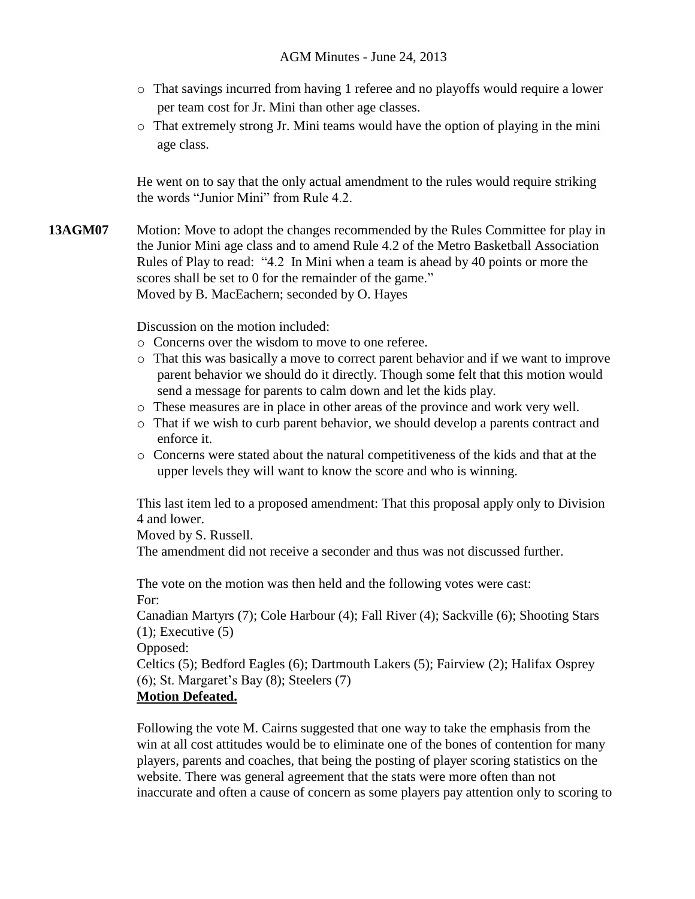- That savings incurred from having 1 referee and no playoffs would require a lower per team cost for Jr. Mini than other age classes.
- That extremely strong Jr. Mini teams would have the option of playing in the mini age class.

He went on to say that the only actual amendment to the rules would require striking the words "Junior Mini" from Rule 4.2.

**13AGM07** Motion: Move to adopt the changes recommended by the Rules Committee for play in the Junior Mini age class and to amend Rule 4.2 of the Metro Basketball Association Rules of Play to read: "4.2 In Mini when a team is ahead by 40 points or more the scores shall be set to 0 for the remainder of the game."
Moved by B. MacEachern; seconded by O. Hayes

Discussion on the motion included:

- Concerns over the wisdom to move to one referee.
- That this was basically a move to correct parent behavior and if we want to improve parent behavior we should do it directly. Though some felt that this motion would send a message for parents to calm down and let the kids play.
- These measures are in place in other areas of the province and work very well.
- That if we wish to curb parent behavior, we should develop a parents contract and enforce it.
- Concerns were stated about the natural competitiveness of the kids and that at the upper levels they will want to know the score and who is winning.

This last item led to a proposed amendment: That this proposal apply only to Division 4 and lower.
Moved by S. Russell.
The amendment did not receive a seconder and thus was not discussed further.

The vote on the motion was then held and the following votes were cast:
For:
Canadian Martyrs (7); Cole Harbour (4); Fall River (4); Sackville (6); Shooting Stars (1); Executive (5)
Opposed:
Celtics (5); Bedford Eagles (6); Dartmouth Lakers (5); Fairview (2); Halifax Osprey (6); St. Margaret's Bay (8); Steelers (7)
**Motion Defeated.**

Following the vote M. Cairns suggested that one way to take the emphasis from the win at all cost attitudes would be to eliminate one of the bones of contention for many players, parents and coaches, that being the posting of player scoring statistics on the website. There was general agreement that the stats were more often than not inaccurate and often a cause of concern as some players pay attention only to scoring to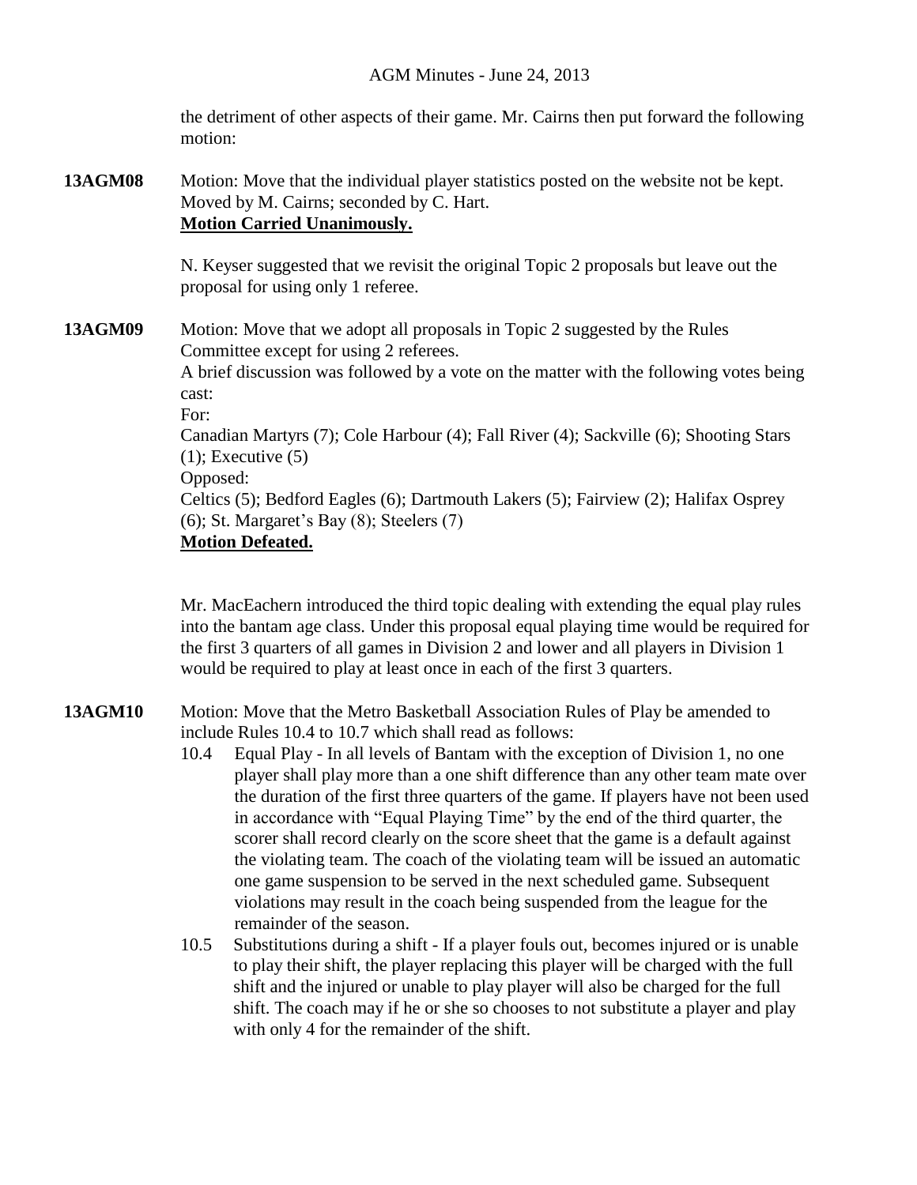the detriment of other aspects of their game. Mr. Cairns then put forward the following motion:

**13AGM08** Motion: Move that the individual player statistics posted on the website not be kept. Moved by M. Cairns; seconded by C. Hart.
**Motion Carried Unanimously.**

N. Keyser suggested that we revisit the original Topic 2 proposals but leave out the proposal for using only 1 referee.

**13AGM09** Motion: Move that we adopt all proposals in Topic 2 suggested by the Rules Committee except for using 2 referees.
A brief discussion was followed by a vote on the matter with the following votes being cast:
For:
Canadian Martyrs (7); Cole Harbour (4); Fall River (4); Sackville (6); Shooting Stars (1); Executive (5)
Opposed:
Celtics (5); Bedford Eagles (6); Dartmouth Lakers (5); Fairview (2); Halifax Osprey (6); St. Margaret's Bay (8); Steelers (7)
**Motion Defeated.**

Mr. MacEachern introduced the third topic dealing with extending the equal play rules into the bantam age class. Under this proposal equal playing time would be required for the first 3 quarters of all games in Division 2 and lower and all players in Division 1 would be required to play at least once in each of the first 3 quarters.

**13AGM10** Motion: Move that the Metro Basketball Association Rules of Play be amended to include Rules 10.4 to 10.7 which shall read as follows:

10.4 Equal Play - In all levels of Bantam with the exception of Division 1, no one player shall play more than a one shift difference than any other team mate over the duration of the first three quarters of the game. If players have not been used in accordance with "Equal Playing Time" by the end of the third quarter, the scorer shall record clearly on the score sheet that the game is a default against the violating team. The coach of the violating team will be issued an automatic one game suspension to be served in the next scheduled game. Subsequent violations may result in the coach being suspended from the league for the remainder of the season.

10.5 Substitutions during a shift - If a player fouls out, becomes injured or is unable to play their shift, the player replacing this player will be charged with the full shift and the injured or unable to play player will also be charged for the full shift. The coach may if he or she so chooses to not substitute a player and play with only 4 for the remainder of the shift.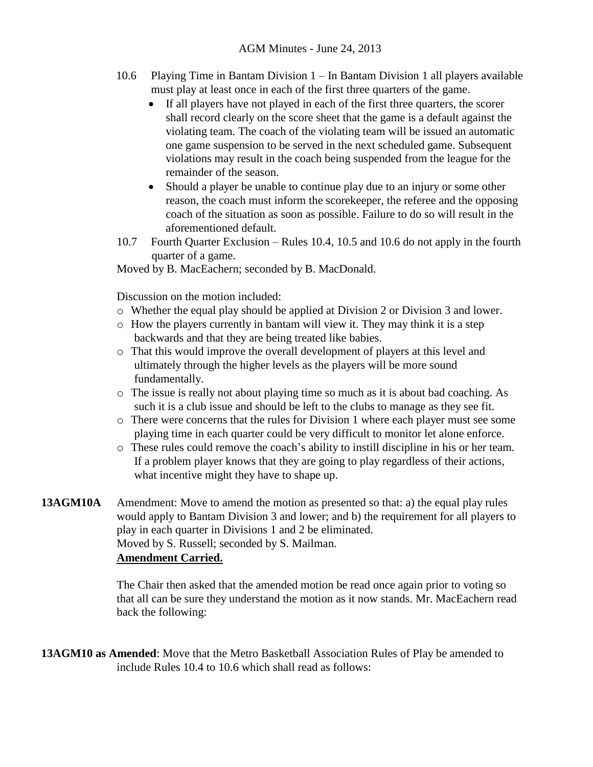10.6 Playing Time in Bantam Division 1 – In Bantam Division 1 all players available must play at least once in each of the first three quarters of the game.

- If all players have not played in each of the first three quarters, the scorer shall record clearly on the score sheet that the game is a default against the violating team. The coach of the violating team will be issued an automatic one game suspension to be served in the next scheduled game. Subsequent violations may result in the coach being suspended from the league for the remainder of the season.
- Should a player be unable to continue play due to an injury or some other reason, the coach must inform the scorekeeper, the referee and the opposing coach of the situation as soon as possible. Failure to do so will result in the aforementioned default.

10.7 Fourth Quarter Exclusion – Rules 10.4, 10.5 and 10.6 do not apply in the fourth quarter of a game.

Moved by B. MacEachern; seconded by B. MacDonald.

Discussion on the motion included:

- Whether the equal play should be applied at Division 2 or Division 3 and lower.
- How the players currently in bantam will view it. They may think it is a step backwards and that they are being treated like babies.
- That this would improve the overall development of players at this level and ultimately through the higher levels as the players will be more sound fundamentally.
- The issue is really not about playing time so much as it is about bad coaching. As such it is a club issue and should be left to the clubs to manage as they see fit.
- There were concerns that the rules for Division 1 where each player must see some playing time in each quarter could be very difficult to monitor let alone enforce.
- These rules could remove the coach's ability to instill discipline in his or her team. If a problem player knows that they are going to play regardless of their actions, what incentive might they have to shape up.

**13AGM10A** Amendment: Move to amend the motion as presented so that: a) the equal play rules would apply to Bantam Division 3 and lower; and b) the requirement for all players to play in each quarter in Divisions 1 and 2 be eliminated.
Moved by S. Russell; seconded by S. Mailman.
**Amendment Carried.**

The Chair then asked that the amended motion be read once again prior to voting so that all can be sure they understand the motion as it now stands. Mr. MacEachern read back the following:

**13AGM10 as Amended**: Move that the Metro Basketball Association Rules of Play be amended to include Rules 10.4 to 10.6 which shall read as follows: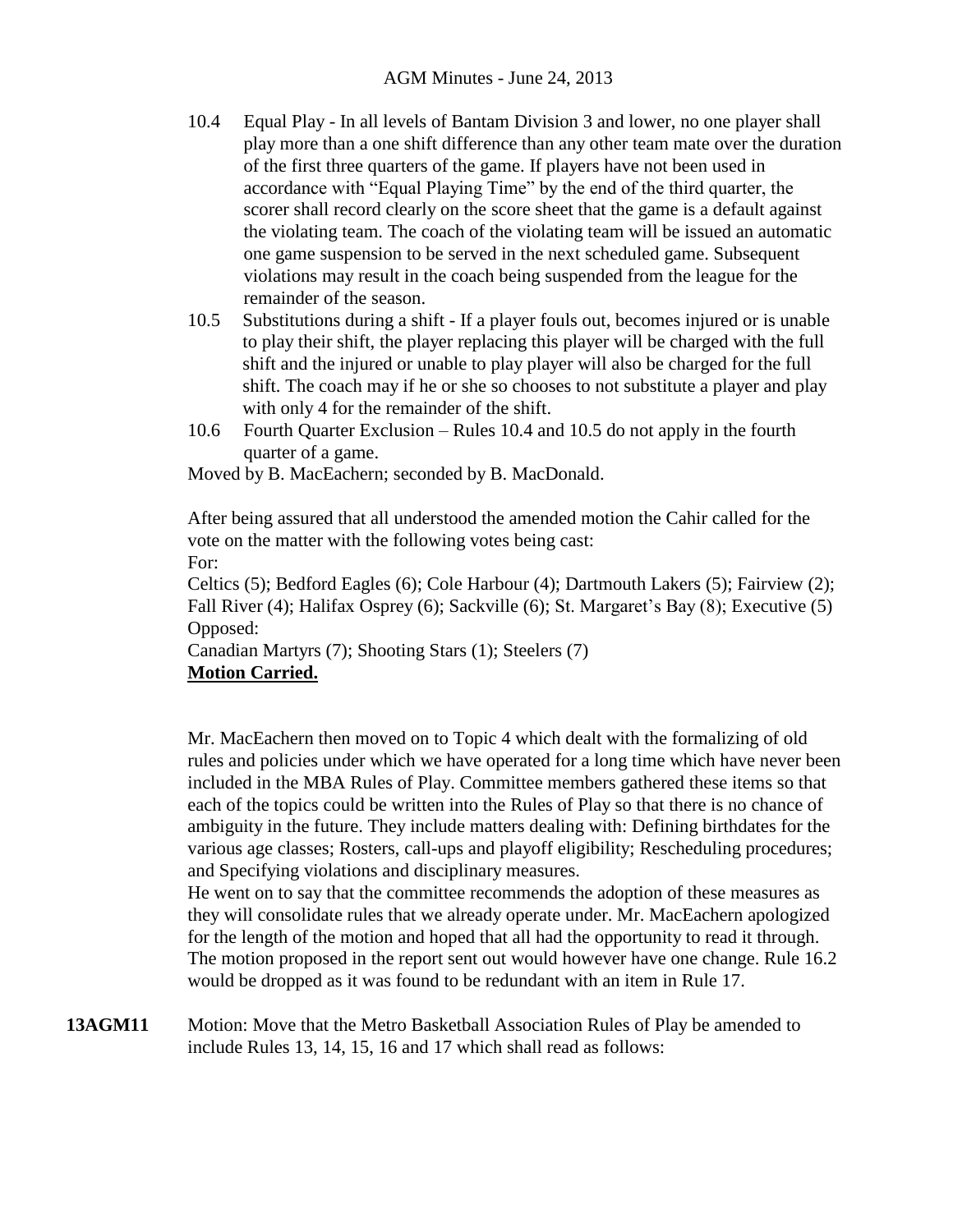10.4 Equal Play - In all levels of Bantam Division 3 and lower, no one player shall play more than a one shift difference than any other team mate over the duration of the first three quarters of the game. If players have not been used in accordance with "Equal Playing Time" by the end of the third quarter, the scorer shall record clearly on the score sheet that the game is a default against the violating team. The coach of the violating team will be issued an automatic one game suspension to be served in the next scheduled game. Subsequent violations may result in the coach being suspended from the league for the remainder of the season.

10.5 Substitutions during a shift - If a player fouls out, becomes injured or is unable to play their shift, the player replacing this player will be charged with the full shift and the injured or unable to play player will also be charged for the full shift. The coach may if he or she so chooses to not substitute a player and play with only 4 for the remainder of the shift.

10.6 Fourth Quarter Exclusion – Rules 10.4 and 10.5 do not apply in the fourth quarter of a game.

Moved by B. MacEachern; seconded by B. MacDonald.

After being assured that all understood the amended motion the Cahir called for the vote on the matter with the following votes being cast:

For:

Celtics (5); Bedford Eagles (6); Cole Harbour (4); Dartmouth Lakers (5); Fairview (2); Fall River (4); Halifax Osprey (6); Sackville (6); St. Margaret's Bay (8); Executive (5)

Opposed:

Canadian Martyrs (7); Shooting Stars (1); Steelers (7)

**Motion Carried.**

Mr. MacEachern then moved on to Topic 4 which dealt with the formalizing of old rules and policies under which we have operated for a long time which have never been included in the MBA Rules of Play. Committee members gathered these items so that each of the topics could be written into the Rules of Play so that there is no chance of ambiguity in the future. They include matters dealing with: Defining birthdates for the various age classes; Rosters, call-ups and playoff eligibility; Rescheduling procedures; and Specifying violations and disciplinary measures.

He went on to say that the committee recommends the adoption of these measures as they will consolidate rules that we already operate under. Mr. MacEachern apologized for the length of the motion and hoped that all had the opportunity to read it through. The motion proposed in the report sent out would however have one change. Rule 16.2 would be dropped as it was found to be redundant with an item in Rule 17.

**13AGM11** Motion: Move that the Metro Basketball Association Rules of Play be amended to include Rules 13, 14, 15, 16 and 17 which shall read as follows: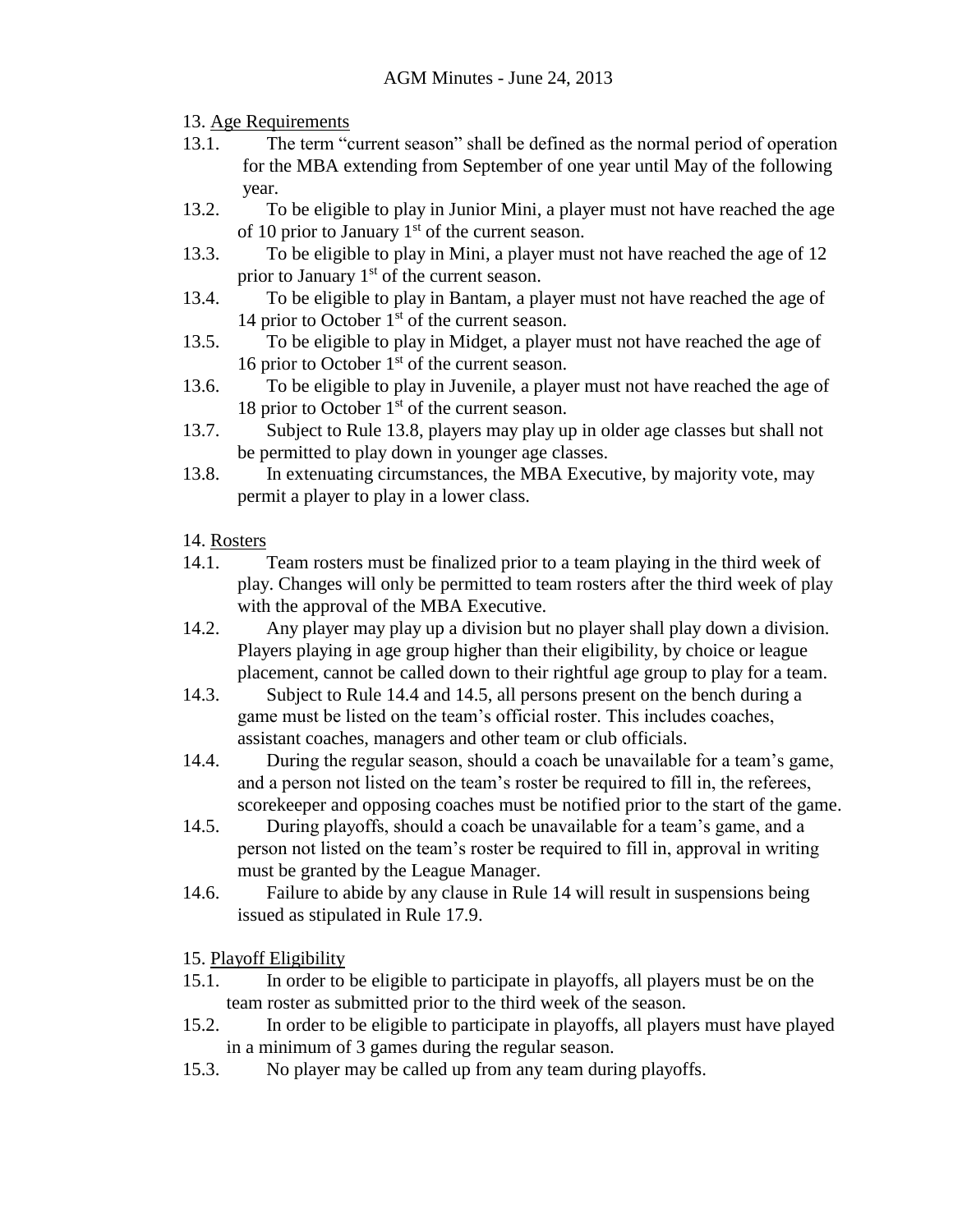## 13. Age Requirements

13.1. The term "current season" shall be defined as the normal period of operation for the MBA extending from September of one year until May of the following year.

13.2. To be eligible to play in Junior Mini, a player must not have reached the age of 10 prior to January 1st of the current season.

13.3. To be eligible to play in Mini, a player must not have reached the age of 12 prior to January 1st of the current season.

13.4. To be eligible to play in Bantam, a player must not have reached the age of 14 prior to October 1st of the current season.

13.5. To be eligible to play in Midget, a player must not have reached the age of 16 prior to October 1st of the current season.

13.6. To be eligible to play in Juvenile, a player must not have reached the age of 18 prior to October 1st of the current season.

13.7. Subject to Rule 13.8, players may play up in older age classes but shall not be permitted to play down in younger age classes.

13.8. In extenuating circumstances, the MBA Executive, by majority vote, may permit a player to play in a lower class.

## 14. Rosters

14.1. Team rosters must be finalized prior to a team playing in the third week of play. Changes will only be permitted to team rosters after the third week of play with the approval of the MBA Executive.

14.2. Any player may play up a division but no player shall play down a division. Players playing in age group higher than their eligibility, by choice or league placement, cannot be called down to their rightful age group to play for a team.

14.3. Subject to Rule 14.4 and 14.5, all persons present on the bench during a game must be listed on the team's official roster. This includes coaches, assistant coaches, managers and other team or club officials.

14.4. During the regular season, should a coach be unavailable for a team's game, and a person not listed on the team's roster be required to fill in, the referees, scorekeeper and opposing coaches must be notified prior to the start of the game.

14.5. During playoffs, should a coach be unavailable for a team's game, and a person not listed on the team's roster be required to fill in, approval in writing must be granted by the League Manager.

14.6. Failure to abide by any clause in Rule 14 will result in suspensions being issued as stipulated in Rule 17.9.

## 15. Playoff Eligibility

15.1. In order to be eligible to participate in playoffs, all players must be on the team roster as submitted prior to the third week of the season.

15.2. In order to be eligible to participate in playoffs, all players must have played in a minimum of 3 games during the regular season.

15.3. No player may be called up from any team during playoffs.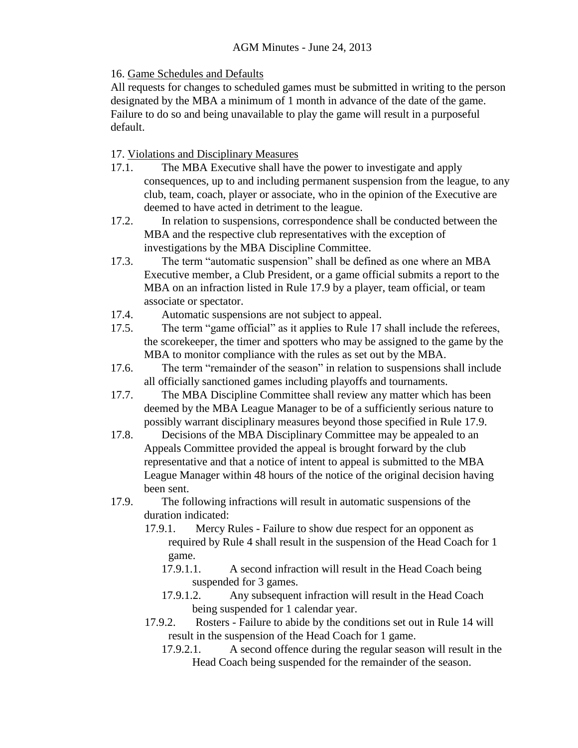16. Game Schedules and Defaults

All requests for changes to scheduled games must be submitted in writing to the person designated by the MBA a minimum of 1 month in advance of the date of the game. Failure to do so and being unavailable to play the game will result in a purposeful default.

17. Violations and Disciplinary Measures

17.1. The MBA Executive shall have the power to investigate and apply consequences, up to and including permanent suspension from the league, to any club, team, coach, player or associate, who in the opinion of the Executive are deemed to have acted in detriment to the league.

17.2. In relation to suspensions, correspondence shall be conducted between the MBA and the respective club representatives with the exception of investigations by the MBA Discipline Committee.

17.3. The term "automatic suspension" shall be defined as one where an MBA Executive member, a Club President, or a game official submits a report to the MBA on an infraction listed in Rule 17.9 by a player, team official, or team associate or spectator.

17.4. Automatic suspensions are not subject to appeal.

17.5. The term "game official" as it applies to Rule 17 shall include the referees, the scorekeeper, the timer and spotters who may be assigned to the game by the MBA to monitor compliance with the rules as set out by the MBA.

17.6. The term "remainder of the season" in relation to suspensions shall include all officially sanctioned games including playoffs and tournaments.

17.7. The MBA Discipline Committee shall review any matter which has been deemed by the MBA League Manager to be of a sufficiently serious nature to possibly warrant disciplinary measures beyond those specified in Rule 17.9.

17.8. Decisions of the MBA Disciplinary Committee may be appealed to an Appeals Committee provided the appeal is brought forward by the club representative and that a notice of intent to appeal is submitted to the MBA League Manager within 48 hours of the notice of the original decision having been sent.

17.9. The following infractions will result in automatic suspensions of the duration indicated:

- 17.9.1. Mercy Rules - Failure to show due respect for an opponent as required by Rule 4 shall result in the suspension of the Head Coach for 1 game.
  - 17.9.1.1. A second infraction will result in the Head Coach being suspended for 3 games.
  - 17.9.1.2. Any subsequent infraction will result in the Head Coach being suspended for 1 calendar year.
- 17.9.2. Rosters - Failure to abide by the conditions set out in Rule 14 will result in the suspension of the Head Coach for 1 game.
  - 17.9.2.1. A second offence during the regular season will result in the Head Coach being suspended for the remainder of the season.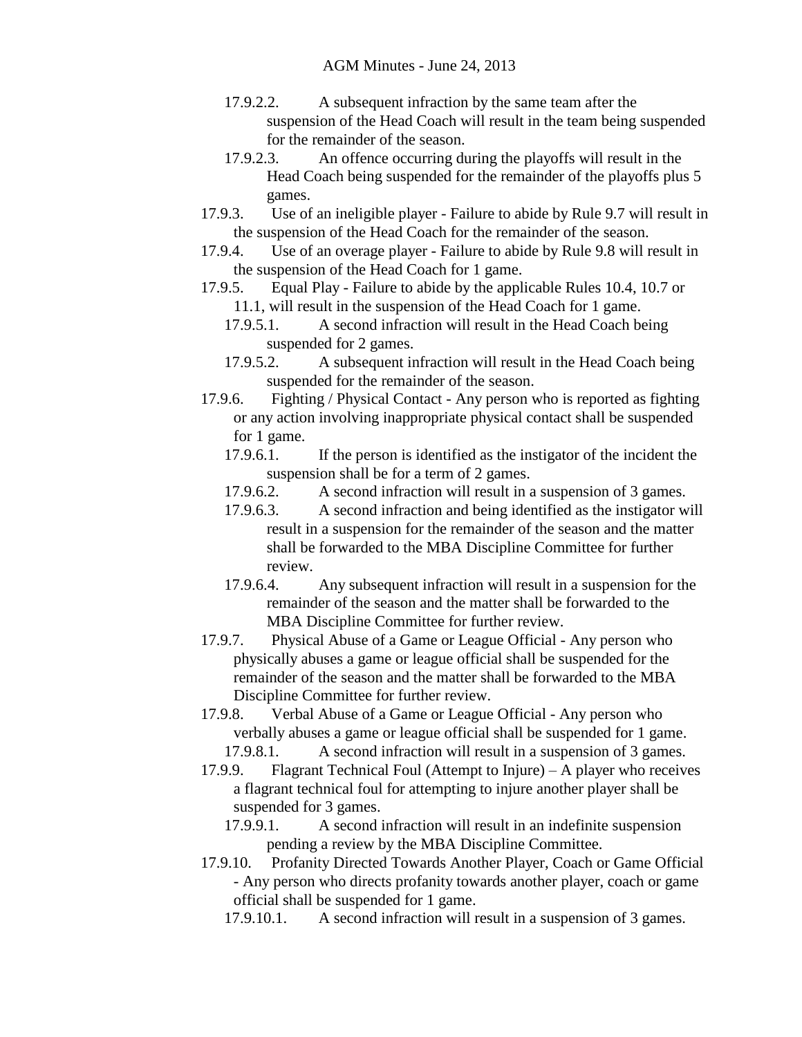- 17.9.2.2. A subsequent infraction by the same team after the suspension of the Head Coach will result in the team being suspended for the remainder of the season.
- 17.9.2.3. An offence occurring during the playoffs will result in the Head Coach being suspended for the remainder of the playoffs plus 5 games.

17.9.3. Use of an ineligible player - Failure to abide by Rule 9.7 will result in the suspension of the Head Coach for the remainder of the season.

17.9.4. Use of an overage player - Failure to abide by Rule 9.8 will result in the suspension of the Head Coach for 1 game.

17.9.5. Equal Play - Failure to abide by the applicable Rules 10.4, 10.7 or 11.1, will result in the suspension of the Head Coach for 1 game.

- 17.9.5.1. A second infraction will result in the Head Coach being suspended for 2 games.
- 17.9.5.2. A subsequent infraction will result in the Head Coach being suspended for the remainder of the season.

17.9.6. Fighting / Physical Contact - Any person who is reported as fighting or any action involving inappropriate physical contact shall be suspended for 1 game.

- 17.9.6.1. If the person is identified as the instigator of the incident the suspension shall be for a term of 2 games.
- 17.9.6.2. A second infraction will result in a suspension of 3 games.
- 17.9.6.3. A second infraction and being identified as the instigator will result in a suspension for the remainder of the season and the matter shall be forwarded to the MBA Discipline Committee for further review.
- 17.9.6.4. Any subsequent infraction will result in a suspension for the remainder of the season and the matter shall be forwarded to the MBA Discipline Committee for further review.

17.9.7. Physical Abuse of a Game or League Official - Any person who physically abuses a game or league official shall be suspended for the remainder of the season and the matter shall be forwarded to the MBA Discipline Committee for further review.

17.9.8. Verbal Abuse of a Game or League Official - Any person who verbally abuses a game or league official shall be suspended for 1 game.

- 17.9.8.1. A second infraction will result in a suspension of 3 games.

17.9.9. Flagrant Technical Foul (Attempt to Injure) – A player who receives a flagrant technical foul for attempting to injure another player shall be suspended for 3 games.

- 17.9.9.1. A second infraction will result in an indefinite suspension pending a review by the MBA Discipline Committee.

17.9.10. Profanity Directed Towards Another Player, Coach or Game Official - Any person who directs profanity towards another player, coach or game official shall be suspended for 1 game.

- 17.9.10.1. A second infraction will result in a suspension of 3 games.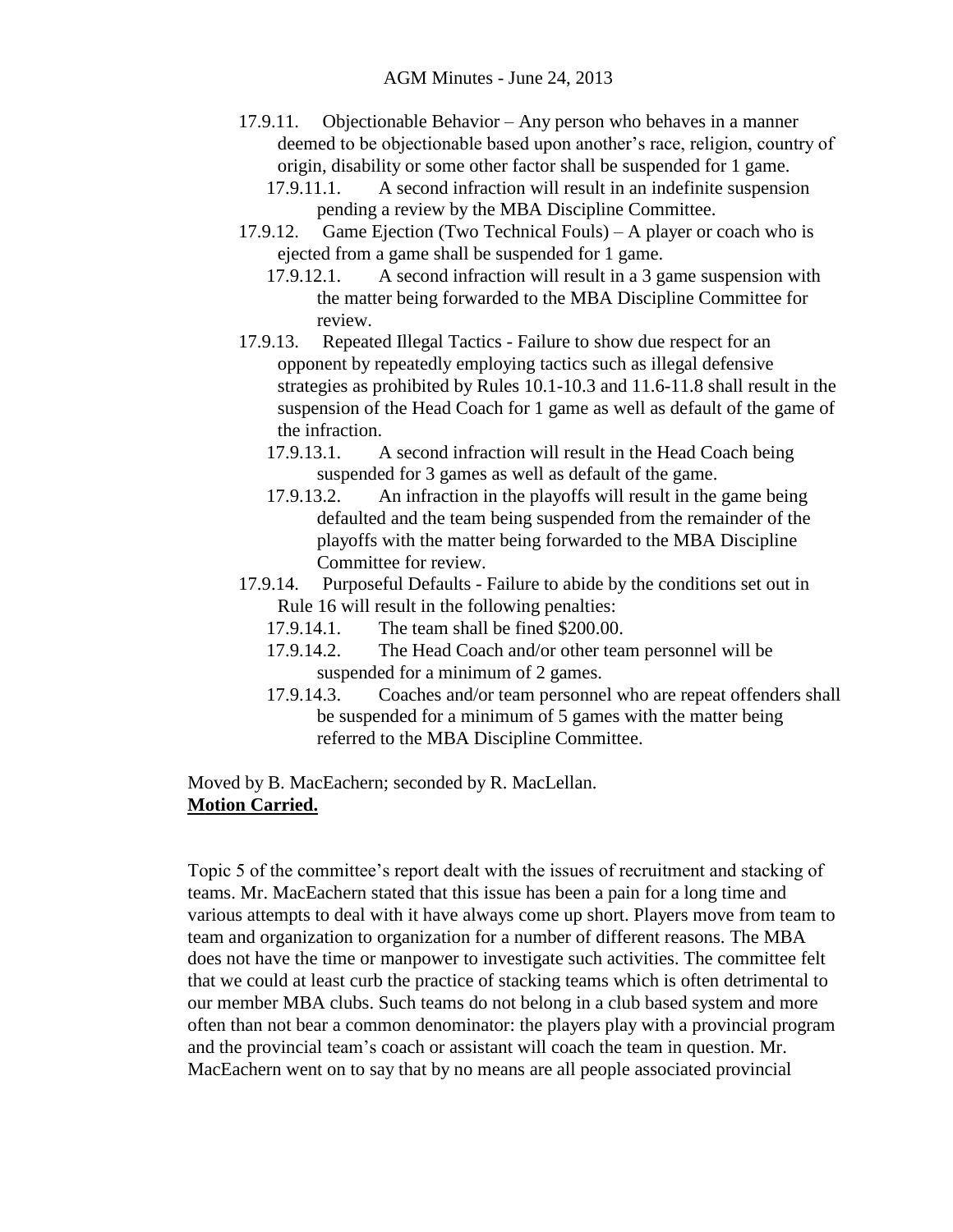- 17.9.11. Objectionable Behavior – Any person who behaves in a manner deemed to be objectionable based upon another's race, religion, country of origin, disability or some other factor shall be suspended for 1 game.
  - 17.9.11.1. A second infraction will result in an indefinite suspension pending a review by the MBA Discipline Committee.
- 17.9.12. Game Ejection (Two Technical Fouls) – A player or coach who is ejected from a game shall be suspended for 1 game.
  - 17.9.12.1. A second infraction will result in a 3 game suspension with the matter being forwarded to the MBA Discipline Committee for review.
- 17.9.13. Repeated Illegal Tactics - Failure to show due respect for an opponent by repeatedly employing tactics such as illegal defensive strategies as prohibited by Rules 10.1-10.3 and 11.6-11.8 shall result in the suspension of the Head Coach for 1 game as well as default of the game of the infraction.
  - 17.9.13.1. A second infraction will result in the Head Coach being suspended for 3 games as well as default of the game.
  - 17.9.13.2. An infraction in the playoffs will result in the game being defaulted and the team being suspended from the remainder of the playoffs with the matter being forwarded to the MBA Discipline Committee for review.
- 17.9.14. Purposeful Defaults - Failure to abide by the conditions set out in Rule 16 will result in the following penalties:
  - 17.9.14.1. The team shall be fined $200.00.
  - 17.9.14.2. The Head Coach and/or other team personnel will be suspended for a minimum of 2 games.
  - 17.9.14.3. Coaches and/or team personnel who are repeat offenders shall be suspended for a minimum of 5 games with the matter being referred to the MBA Discipline Committee.

Moved by B. MacEachern; seconded by R. MacLellan.
**Motion Carried.**

Topic 5 of the committee's report dealt with the issues of recruitment and stacking of teams. Mr. MacEachern stated that this issue has been a pain for a long time and various attempts to deal with it have always come up short. Players move from team to team and organization to organization for a number of different reasons. The MBA does not have the time or manpower to investigate such activities. The committee felt that we could at least curb the practice of stacking teams which is often detrimental to our member MBA clubs. Such teams do not belong in a club based system and more often than not bear a common denominator: the players play with a provincial program and the provincial team's coach or assistant will coach the team in question. Mr. MacEachern went on to say that by no means are all people associated provincial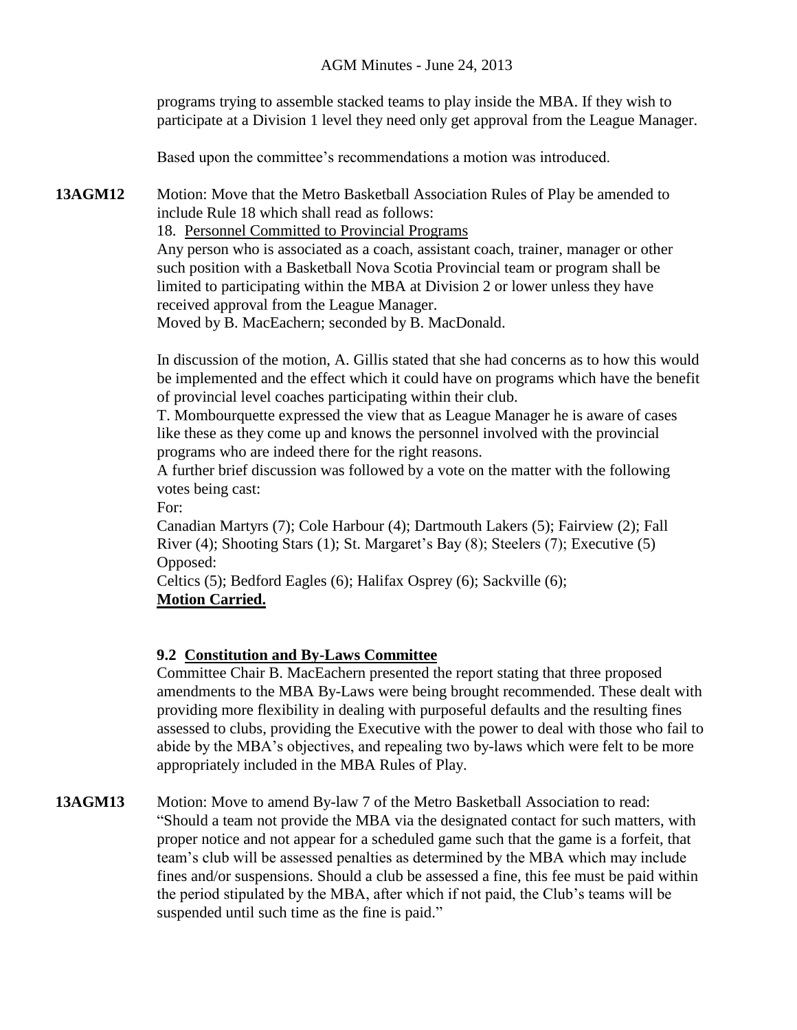programs trying to assemble stacked teams to play inside the MBA. If they wish to participate at a Division 1 level they need only get approval from the League Manager.

Based upon the committee's recommendations a motion was introduced.

**13AGM12** Motion: Move that the Metro Basketball Association Rules of Play be amended to include Rule 18 which shall read as follows:

18. <u>Personnel Committed to Provincial Programs</u>

Any person who is associated as a coach, assistant coach, trainer, manager or other such position with a Basketball Nova Scotia Provincial team or program shall be limited to participating within the MBA at Division 2 or lower unless they have received approval from the League Manager.

Moved by B. MacEachern; seconded by B. MacDonald.

In discussion of the motion, A. Gillis stated that she had concerns as to how this would be implemented and the effect which it could have on programs which have the benefit of provincial level coaches participating within their club.

T. Mombourquette expressed the view that as League Manager he is aware of cases like these as they come up and knows the personnel involved with the provincial programs who are indeed there for the right reasons.

A further brief discussion was followed by a vote on the matter with the following votes being cast:

For:

Canadian Martyrs (7); Cole Harbour (4); Dartmouth Lakers (5); Fairview (2); Fall River (4); Shooting Stars (1); St. Margaret's Bay (8); Steelers (7); Executive (5)

Opposed:

Celtics (5); Bedford Eagles (6); Halifax Osprey (6); Sackville (6);

**<u>Motion Carried.</u>**

### 9.2 Constitution and By-Laws Committee

Committee Chair B. MacEachern presented the report stating that three proposed amendments to the MBA By-Laws were being brought recommended. These dealt with providing more flexibility in dealing with purposeful defaults and the resulting fines assessed to clubs, providing the Executive with the power to deal with those who fail to abide by the MBA's objectives, and repealing two by-laws which were felt to be more appropriately included in the MBA Rules of Play.

**13AGM13** Motion: Move to amend By-law 7 of the Metro Basketball Association to read: "Should a team not provide the MBA via the designated contact for such matters, with proper notice and not appear for a scheduled game such that the game is a forfeit, that team's club will be assessed penalties as determined by the MBA which may include fines and/or suspensions. Should a club be assessed a fine, this fee must be paid within the period stipulated by the MBA, after which if not paid, the Club's teams will be suspended until such time as the fine is paid."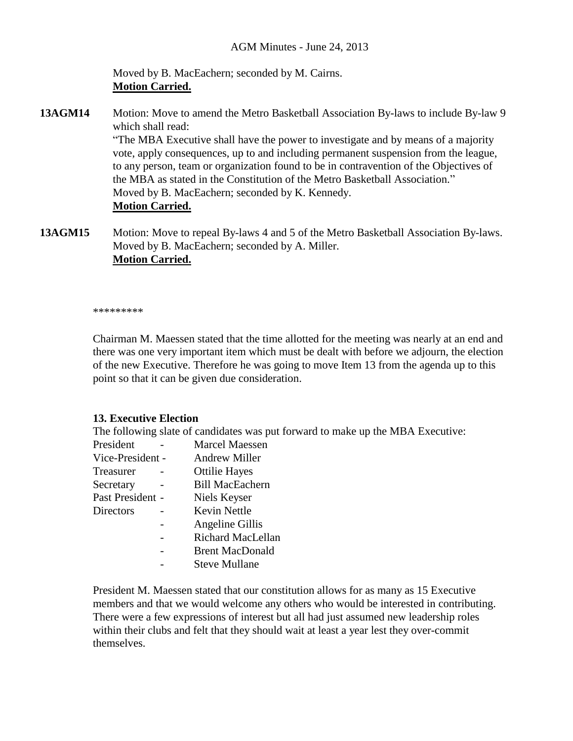Moved by B. MacEachern; seconded by M. Cairns.
**Motion Carried.**

**13AGM14** Motion: Move to amend the Metro Basketball Association By-laws to include By-law 9 which shall read:
"The MBA Executive shall have the power to investigate and by means of a majority vote, apply consequences, up to and including permanent suspension from the league, to any person, team or organization found to be in contravention of the Objectives of the MBA as stated in the Constitution of the Metro Basketball Association."
Moved by B. MacEachern; seconded by K. Kennedy.
**Motion Carried.**

**13AGM15** Motion: Move to repeal By-laws 4 and 5 of the Metro Basketball Association By-laws.
Moved by B. MacEachern; seconded by A. Miller.
**Motion Carried.**

*********

Chairman M. Maessen stated that the time allotted for the meeting was nearly at an end and there was one very important item which must be dealt with before we adjourn, the election of the new Executive. Therefore he was going to move Item 13 from the agenda up to this point so that it can be given due consideration.

**13. Executive Election**

The following slate of candidates was put forward to make up the MBA Executive:

| | | |
|---|---|---|
| President | - | Marcel Maessen |
| Vice-President | - | Andrew Miller |
| Treasurer | - | Ottilie Hayes |
| Secretary | - | Bill MacEachern |
| Past President | - | Niels Keyser |
| Directors | - | Kevin Nettle |
| | - | Angeline Gillis |
| | - | Richard MacLellan |
| | - | Brent MacDonald |
| | - | Steve Mullane |

President M. Maessen stated that our constitution allows for as many as 15 Executive members and that we would welcome any others who would be interested in contributing. There were a few expressions of interest but all had just assumed new leadership roles within their clubs and felt that they should wait at least a year lest they over-commit themselves.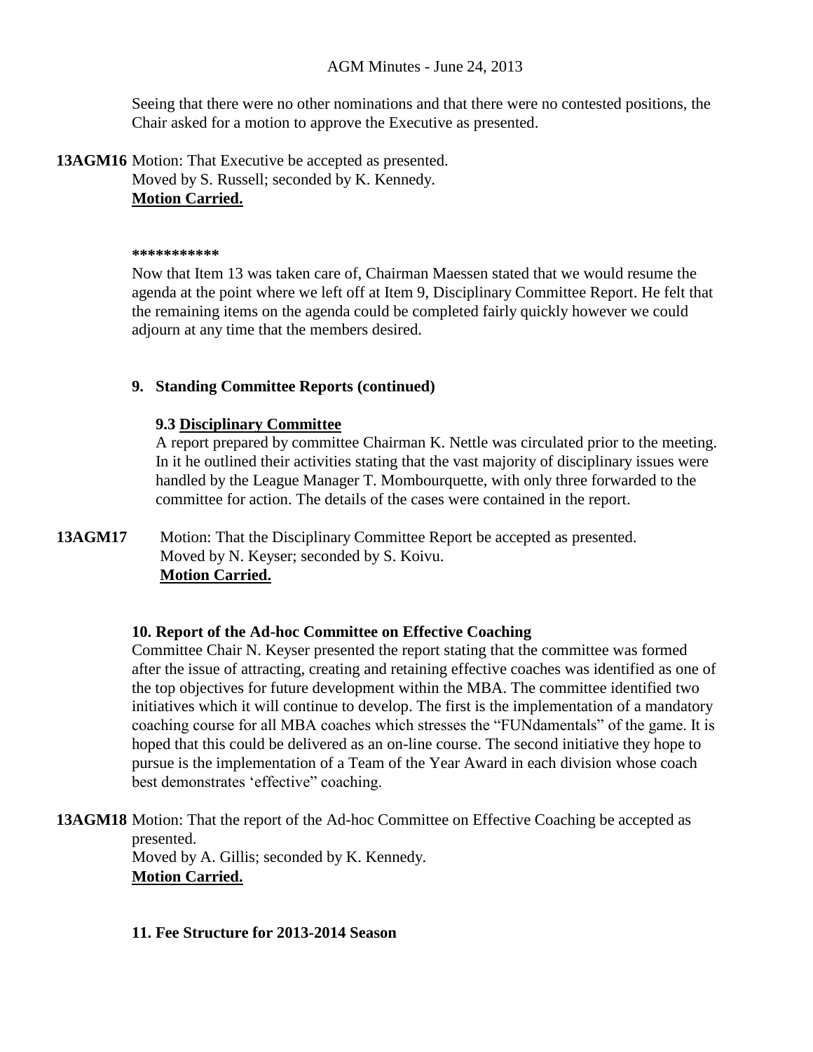Seeing that there were no other nominations and that there were no contested positions, the Chair asked for a motion to approve the Executive as presented.

**13AGM16** Motion: That Executive be accepted as presented.
Moved by S. Russell; seconded by K. Kennedy.
**Motion Carried.**

***********

Now that Item 13 was taken care of, Chairman Maessen stated that we would resume the agenda at the point where we left off at Item 9, Disciplinary Committee Report. He felt that the remaining items on the agenda could be completed fairly quickly however we could adjourn at any time that the members desired.

### 9. Standing Committee Reports (continued)

#### 9.3 Disciplinary Committee

A report prepared by committee Chairman K. Nettle was circulated prior to the meeting. In it he outlined their activities stating that the vast majority of disciplinary issues were handled by the League Manager T. Mombourquette, with only three forwarded to the committee for action. The details of the cases were contained in the report.

**13AGM17** Motion: That the Disciplinary Committee Report be accepted as presented.
Moved by N. Keyser; seconded by S. Koivu.
**Motion Carried.**

### 10. Report of the Ad-hoc Committee on Effective Coaching

Committee Chair N. Keyser presented the report stating that the committee was formed after the issue of attracting, creating and retaining effective coaches was identified as one of the top objectives for future development within the MBA. The committee identified two initiatives which it will continue to develop. The first is the implementation of a mandatory coaching course for all MBA coaches which stresses the "FUNdamentals" of the game. It is hoped that this could be delivered as an on-line course. The second initiative they hope to pursue is the implementation of a Team of the Year Award in each division whose coach best demonstrates 'effective" coaching.

**13AGM18** Motion: That the report of the Ad-hoc Committee on Effective Coaching be accepted as presented.
Moved by A. Gillis; seconded by K. Kennedy.
**Motion Carried.**

### 11. Fee Structure for 2013-2014 Season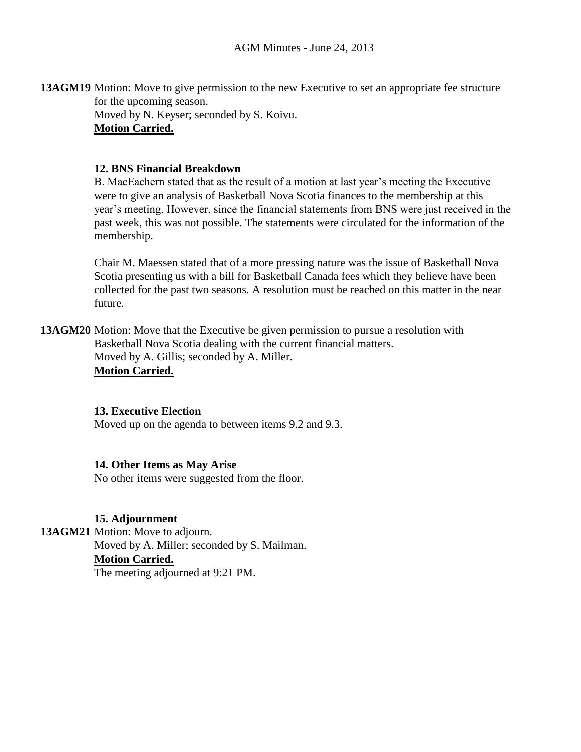**13AGM19** Motion: Move to give permission to the new Executive to set an appropriate fee structure for the upcoming season.
Moved by N. Keyser; seconded by S. Koivu.
**Motion Carried.**

**12. BNS Financial Breakdown**

B. MacEachern stated that as the result of a motion at last year's meeting the Executive were to give an analysis of Basketball Nova Scotia finances to the membership at this year's meeting. However, since the financial statements from BNS were just received in the past week, this was not possible. The statements were circulated for the information of the membership.

Chair M. Maessen stated that of a more pressing nature was the issue of Basketball Nova Scotia presenting us with a bill for Basketball Canada fees which they believe have been collected for the past two seasons. A resolution must be reached on this matter in the near future.

**13AGM20** Motion: Move that the Executive be given permission to pursue a resolution with Basketball Nova Scotia dealing with the current financial matters.
Moved by A. Gillis; seconded by A. Miller.
**Motion Carried.**

**13. Executive Election**

Moved up on the agenda to between items 9.2 and 9.3.

**14. Other Items as May Arise**

No other items were suggested from the floor.

**15. Adjournment**

**13AGM21** Motion: Move to adjourn.
Moved by A. Miller; seconded by S. Mailman.
**Motion Carried.**
The meeting adjourned at 9:21 PM.